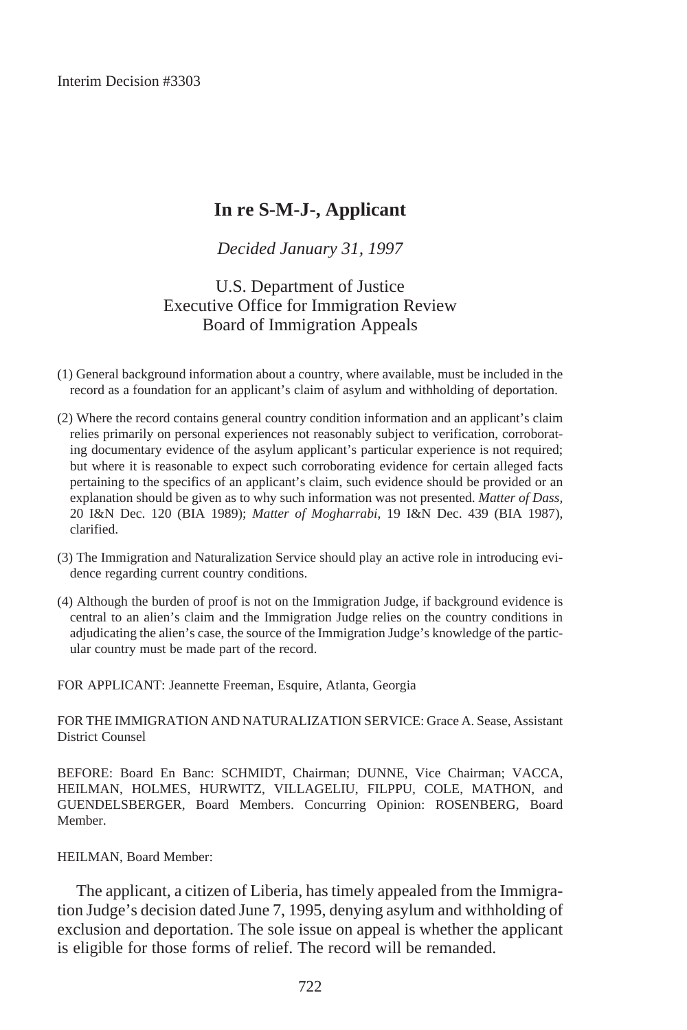Interim Decision #3303

# In re S-M-J-, Applicant

*Decided January 31, 1997*

U.S. Department of Justice
Executive Office for Immigration Review
Board of Immigration Appeals

(1) General background information about a country, where available, must be included in the record as a foundation for an applicant's claim of asylum and withholding of deportation.

(2) Where the record contains general country condition information and an applicant's claim relies primarily on personal experiences not reasonably subject to verification, corroborating documentary evidence of the asylum applicant's particular experience is not required; but where it is reasonable to expect such corroborating evidence for certain alleged facts pertaining to the specifics of an applicant's claim, such evidence should be provided or an explanation should be given as to why such information was not presented. *Matter of Dass*, 20 I&N Dec. 120 (BIA 1989); *Matter of Mogharrabi*, 19 I&N Dec. 439 (BIA 1987), clarified.

(3) The Immigration and Naturalization Service should play an active role in introducing evidence regarding current country conditions.

(4) Although the burden of proof is not on the Immigration Judge, if background evidence is central to an alien's claim and the Immigration Judge relies on the country conditions in adjudicating the alien's case, the source of the Immigration Judge's knowledge of the particular country must be made part of the record.

FOR APPLICANT: Jeannette Freeman, Esquire, Atlanta, Georgia

FOR THE IMMIGRATION AND NATURALIZATION SERVICE: Grace A. Sease, Assistant District Counsel

BEFORE: Board En Banc: SCHMIDT, Chairman; DUNNE, Vice Chairman; VACCA, HEILMAN, HOLMES, HURWITZ, VILLAGELIU, FILPPU, COLE, MATHON, and GUENDELSBERGER, Board Members. Concurring Opinion: ROSENBERG, Board Member.

HEILMAN, Board Member:

The applicant, a citizen of Liberia, has timely appealed from the Immigration Judge's decision dated June 7, 1995, denying asylum and withholding of exclusion and deportation. The sole issue on appeal is whether the applicant is eligible for those forms of relief. The record will be remanded.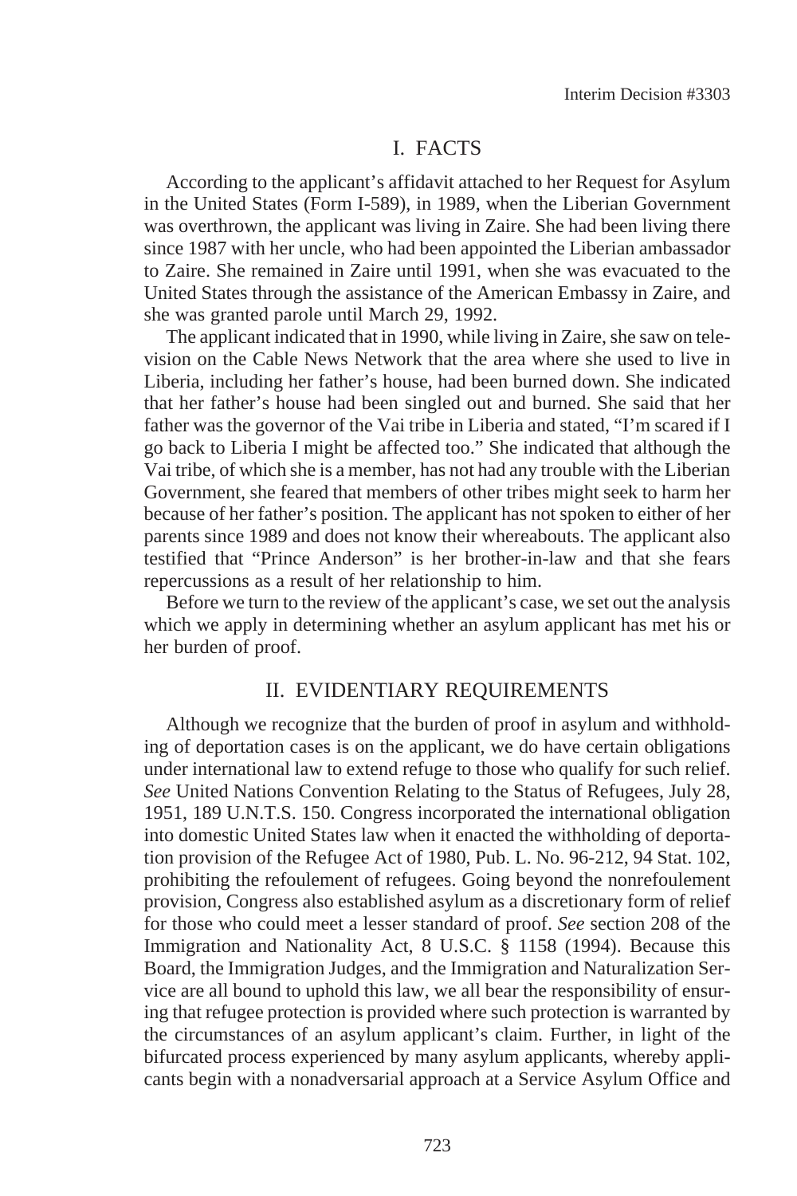## I. FACTS

According to the applicant's affidavit attached to her Request for Asylum in the United States (Form I-589), in 1989, when the Liberian Government was overthrown, the applicant was living in Zaire. She had been living there since 1987 with her uncle, who had been appointed the Liberian ambassador to Zaire. She remained in Zaire until 1991, when she was evacuated to the United States through the assistance of the American Embassy in Zaire, and she was granted parole until March 29, 1992.

The applicant indicated that in 1990, while living in Zaire, she saw on television on the Cable News Network that the area where she used to live in Liberia, including her father's house, had been burned down. She indicated that her father's house had been singled out and burned. She said that her father was the governor of the Vai tribe in Liberia and stated, "I'm scared if I go back to Liberia I might be affected too." She indicated that although the Vai tribe, of which she is a member, has not had any trouble with the Liberian Government, she feared that members of other tribes might seek to harm her because of her father's position. The applicant has not spoken to either of her parents since 1989 and does not know their whereabouts. The applicant also testified that "Prince Anderson" is her brother-in-law and that she fears repercussions as a result of her relationship to him.

Before we turn to the review of the applicant's case, we set out the analysis which we apply in determining whether an asylum applicant has met his or her burden of proof.

## II. EVIDENTIARY REQUIREMENTS

Although we recognize that the burden of proof in asylum and withholding of deportation cases is on the applicant, we do have certain obligations under international law to extend refuge to those who qualify for such relief. *See* United Nations Convention Relating to the Status of Refugees, July 28, 1951, 189 U.N.T.S. 150. Congress incorporated the international obligation into domestic United States law when it enacted the withholding of deportation provision of the Refugee Act of 1980, Pub. L. No. 96-212, 94 Stat. 102, prohibiting the refoulement of refugees. Going beyond the nonrefoulement provision, Congress also established asylum as a discretionary form of relief for those who could meet a lesser standard of proof. *See* section 208 of the Immigration and Nationality Act, 8 U.S.C. § 1158 (1994). Because this Board, the Immigration Judges, and the Immigration and Naturalization Service are all bound to uphold this law, we all bear the responsibility of ensuring that refugee protection is provided where such protection is warranted by the circumstances of an asylum applicant's claim. Further, in light of the bifurcated process experienced by many asylum applicants, whereby applicants begin with a nonadversarial approach at a Service Asylum Office and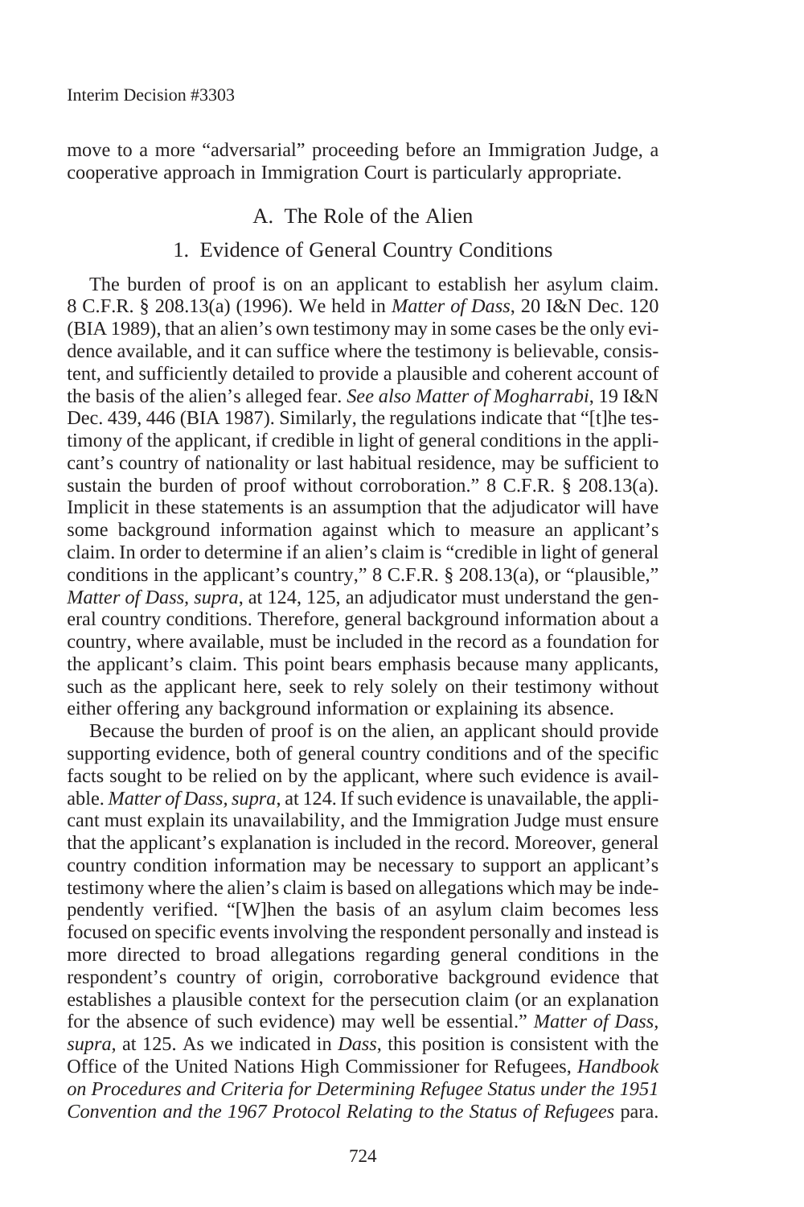move to a more "adversarial" proceeding before an Immigration Judge, a cooperative approach in Immigration Court is particularly appropriate.

## A. The Role of the Alien

### 1. Evidence of General Country Conditions

The burden of proof is on an applicant to establish her asylum claim. 8 C.F.R. § 208.13(a) (1996). We held in *Matter of Dass*, 20 I&N Dec. 120 (BIA 1989), that an alien's own testimony may in some cases be the only evidence available, and it can suffice where the testimony is believable, consistent, and sufficiently detailed to provide a plausible and coherent account of the basis of the alien's alleged fear. *See also Matter of Mogharrabi*, 19 I&N Dec. 439, 446 (BIA 1987). Similarly, the regulations indicate that "[t]he testimony of the applicant, if credible in light of general conditions in the applicant's country of nationality or last habitual residence, may be sufficient to sustain the burden of proof without corroboration." 8 C.F.R. § 208.13(a). Implicit in these statements is an assumption that the adjudicator will have some background information against which to measure an applicant's claim. In order to determine if an alien's claim is "credible in light of general conditions in the applicant's country," 8 C.F.R. § 208.13(a), or "plausible," *Matter of Dass*, *supra*, at 124, 125, an adjudicator must understand the general country conditions. Therefore, general background information about a country, where available, must be included in the record as a foundation for the applicant's claim. This point bears emphasis because many applicants, such as the applicant here, seek to rely solely on their testimony without either offering any background information or explaining its absence.

Because the burden of proof is on the alien, an applicant should provide supporting evidence, both of general country conditions and of the specific facts sought to be relied on by the applicant, where such evidence is available. *Matter of Dass*, *supra*, at 124. If such evidence is unavailable, the applicant must explain its unavailability, and the Immigration Judge must ensure that the applicant's explanation is included in the record. Moreover, general country condition information may be necessary to support an applicant's testimony where the alien's claim is based on allegations which may be independently verified. "[W]hen the basis of an asylum claim becomes less focused on specific events involving the respondent personally and instead is more directed to broad allegations regarding general conditions in the respondent's country of origin, corroborative background evidence that establishes a plausible context for the persecution claim (or an explanation for the absence of such evidence) may well be essential." *Matter of Dass*, *supra*, at 125. As we indicated in *Dass*, this position is consistent with the Office of the United Nations High Commissioner for Refugees, *Handbook on Procedures and Criteria for Determining Refugee Status under the 1951 Convention and the 1967 Protocol Relating to the Status of Refugees* para.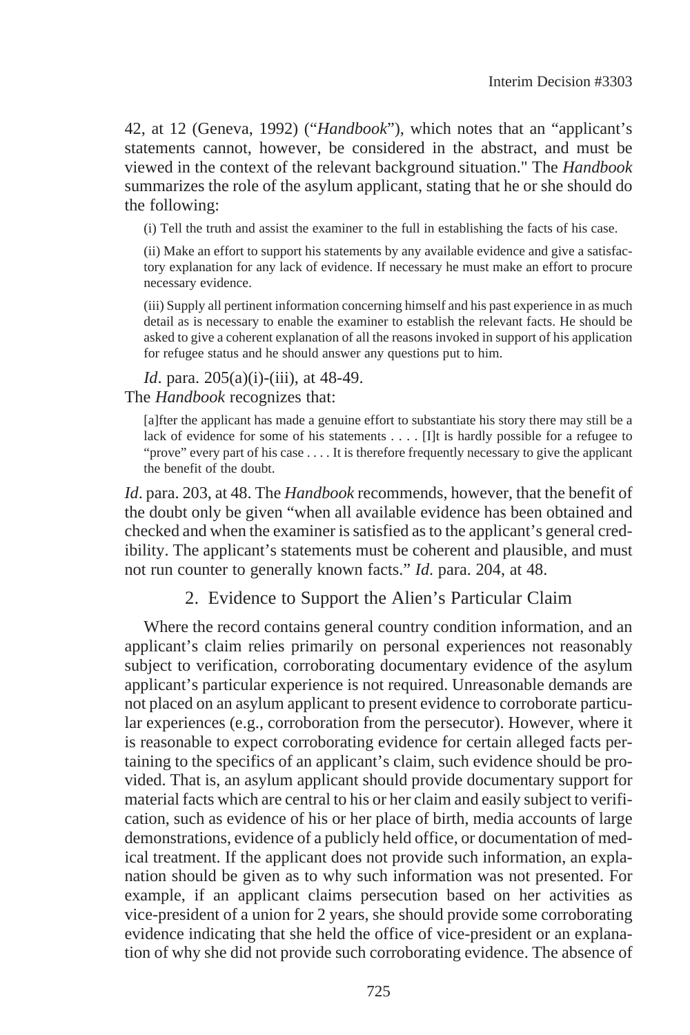42, at 12 (Geneva, 1992) ("*Handbook*"), which notes that an "applicant's statements cannot, however, be considered in the abstract, and must be viewed in the context of the relevant background situation." The *Handbook* summarizes the role of the asylum applicant, stating that he or she should do the following:

> (i) Tell the truth and assist the examiner to the full in establishing the facts of his case.
>
> (ii) Make an effort to support his statements by any available evidence and give a satisfactory explanation for any lack of evidence. If necessary he must make an effort to procure necessary evidence.
>
> (iii) Supply all pertinent information concerning himself and his past experience in as much detail as is necessary to enable the examiner to establish the relevant facts. He should be asked to give a coherent explanation of all the reasons invoked in support of his application for refugee status and he should answer any questions put to him.

*Id*. para. 205(a)(i)-(iii), at 48-49.

The *Handbook* recognizes that:

> [a]fter the applicant has made a genuine effort to substantiate his story there may still be a lack of evidence for some of his statements . . . . [I]t is hardly possible for a refugee to "prove" every part of his case . . . . It is therefore frequently necessary to give the applicant the benefit of the doubt.

*Id*. para. 203, at 48. The *Handbook* recommends, however, that the benefit of the doubt only be given "when all available evidence has been obtained and checked and when the examiner is satisfied as to the applicant's general credibility. The applicant's statements must be coherent and plausible, and must not run counter to generally known facts." *Id*. para. 204, at 48.

### 2. Evidence to Support the Alien's Particular Claim

Where the record contains general country condition information, and an applicant's claim relies primarily on personal experiences not reasonably subject to verification, corroborating documentary evidence of the asylum applicant's particular experience is not required. Unreasonable demands are not placed on an asylum applicant to present evidence to corroborate particular experiences (e.g., corroboration from the persecutor). However, where it is reasonable to expect corroborating evidence for certain alleged facts pertaining to the specifics of an applicant's claim, such evidence should be provided. That is, an asylum applicant should provide documentary support for material facts which are central to his or her claim and easily subject to verification, such as evidence of his or her place of birth, media accounts of large demonstrations, evidence of a publicly held office, or documentation of medical treatment. If the applicant does not provide such information, an explanation should be given as to why such information was not presented. For example, if an applicant claims persecution based on her activities as vice-president of a union for 2 years, she should provide some corroborating evidence indicating that she held the office of vice-president or an explanation of why she did not provide such corroborating evidence. The absence of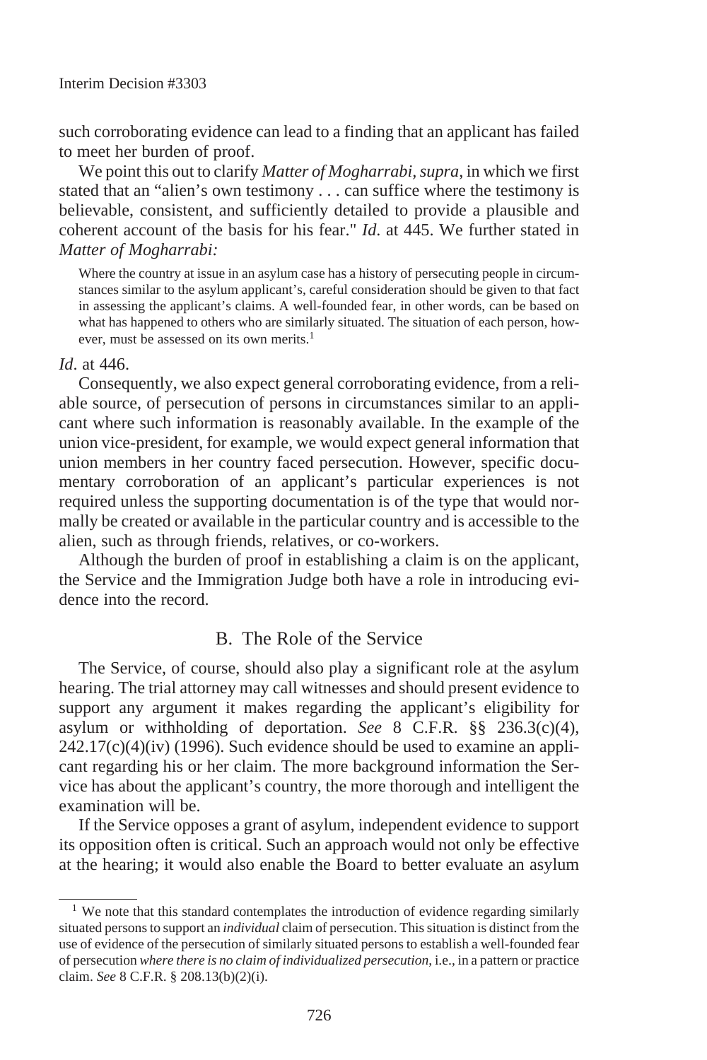such corroborating evidence can lead to a finding that an applicant has failed to meet her burden of proof.

We point this out to clarify *Matter of Mogharrabi*, *supra*, in which we first stated that an "alien's own testimony . . . can suffice where the testimony is believable, consistent, and sufficiently detailed to provide a plausible and coherent account of the basis for his fear." *Id*. at 445. We further stated in *Matter of Mogharrabi:*

> Where the country at issue in an asylum case has a history of persecuting people in circumstances similar to the asylum applicant's, careful consideration should be given to that fact in assessing the applicant's claims. A well-founded fear, in other words, can be based on what has happened to others who are similarly situated. The situation of each person, however, must be assessed on its own merits.[1]

*Id*. at 446.

Consequently, we also expect general corroborating evidence, from a reliable source, of persecution of persons in circumstances similar to an applicant where such information is reasonably available. In the example of the union vice-president, for example, we would expect general information that union members in her country faced persecution. However, specific documentary corroboration of an applicant's particular experiences is not required unless the supporting documentation is of the type that would normally be created or available in the particular country and is accessible to the alien, such as through friends, relatives, or co-workers.

Although the burden of proof in establishing a claim is on the applicant, the Service and the Immigration Judge both have a role in introducing evidence into the record.

## B. The Role of the Service

The Service, of course, should also play a significant role at the asylum hearing. The trial attorney may call witnesses and should present evidence to support any argument it makes regarding the applicant's eligibility for asylum or withholding of deportation. *See* 8 C.F.R. §§ 236.3(c)(4), 242.17(c)(4)(iv) (1996). Such evidence should be used to examine an applicant regarding his or her claim. The more background information the Service has about the applicant's country, the more thorough and intelligent the examination will be.

If the Service opposes a grant of asylum, independent evidence to support its opposition often is critical. Such an approach would not only be effective at the hearing; it would also enable the Board to better evaluate an asylum

---

[1] We note that this standard contemplates the introduction of evidence regarding similarly situated persons to support an *individual* claim of persecution. This situation is distinct from the use of evidence of the persecution of similarly situated persons to establish a well-founded fear of persecution *where there is no claim of individualized persecution*, i.e., in a pattern or practice claim. *See* 8 C.F.R. § 208.13(b)(2)(i).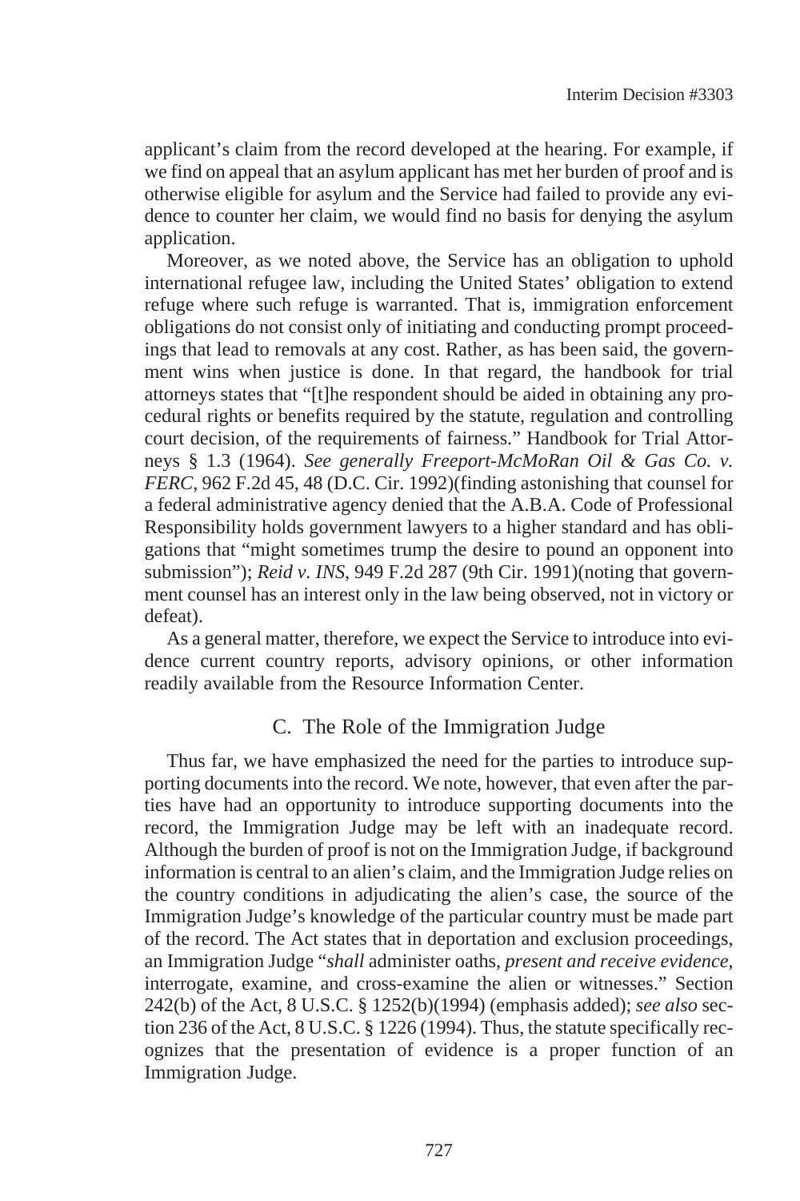applicant's claim from the record developed at the hearing. For example, if we find on appeal that an asylum applicant has met her burden of proof and is otherwise eligible for asylum and the Service had failed to provide any evidence to counter her claim, we would find no basis for denying the asylum application.

Moreover, as we noted above, the Service has an obligation to uphold international refugee law, including the United States' obligation to extend refuge where such refuge is warranted. That is, immigration enforcement obligations do not consist only of initiating and conducting prompt proceedings that lead to removals at any cost. Rather, as has been said, the government wins when justice is done. In that regard, the handbook for trial attorneys states that "[t]he respondent should be aided in obtaining any procedural rights or benefits required by the statute, regulation and controlling court decision, of the requirements of fairness." Handbook for Trial Attorneys § 1.3 (1964). *See generally Freeport-McMoRan Oil & Gas Co. v. FERC*, 962 F.2d 45, 48 (D.C. Cir. 1992)(finding astonishing that counsel for a federal administrative agency denied that the A.B.A. Code of Professional Responsibility holds government lawyers to a higher standard and has obligations that "might sometimes trump the desire to pound an opponent into submission"); *Reid v. INS*, 949 F.2d 287 (9th Cir. 1991)(noting that government counsel has an interest only in the law being observed, not in victory or defeat).

As a general matter, therefore, we expect the Service to introduce into evidence current country reports, advisory opinions, or other information readily available from the Resource Information Center.

## C. The Role of the Immigration Judge

Thus far, we have emphasized the need for the parties to introduce supporting documents into the record. We note, however, that even after the parties have had an opportunity to introduce supporting documents into the record, the Immigration Judge may be left with an inadequate record. Although the burden of proof is not on the Immigration Judge, if background information is central to an alien's claim, and the Immigration Judge relies on the country conditions in adjudicating the alien's case, the source of the Immigration Judge's knowledge of the particular country must be made part of the record. The Act states that in deportation and exclusion proceedings, an Immigration Judge "*shall* administer oaths, *present and receive evidence*, interrogate, examine, and cross-examine the alien or witnesses." Section 242(b) of the Act, 8 U.S.C. § 1252(b)(1994) (emphasis added); *see also* section 236 of the Act, 8 U.S.C. § 1226 (1994). Thus, the statute specifically recognizes that the presentation of evidence is a proper function of an Immigration Judge.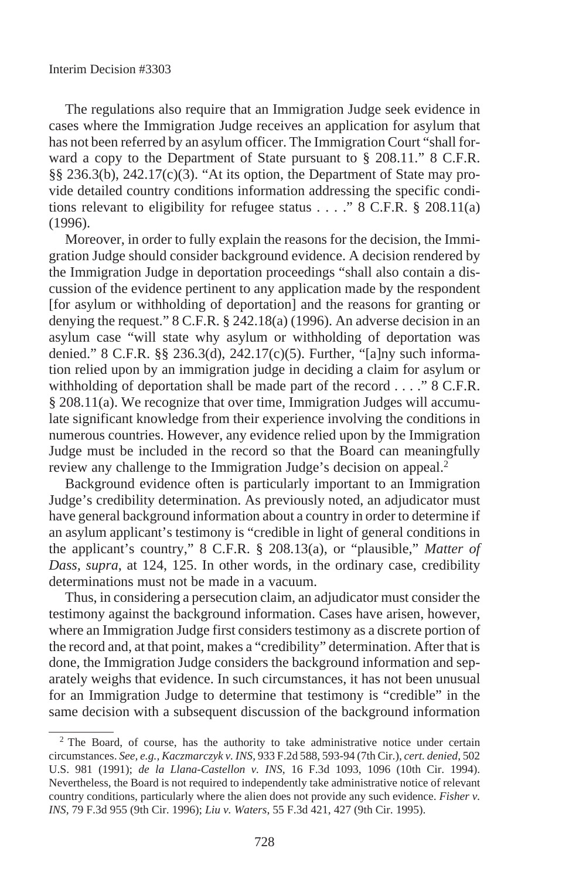The regulations also require that an Immigration Judge seek evidence in cases where the Immigration Judge receives an application for asylum that has not been referred by an asylum officer. The Immigration Court "shall forward a copy to the Department of State pursuant to § 208.11." 8 C.F.R. §§ 236.3(b), 242.17(c)(3). "At its option, the Department of State may provide detailed country conditions information addressing the specific conditions relevant to eligibility for refugee status . . . ." 8 C.F.R. § 208.11(a) (1996).

Moreover, in order to fully explain the reasons for the decision, the Immigration Judge should consider background evidence. A decision rendered by the Immigration Judge in deportation proceedings "shall also contain a discussion of the evidence pertinent to any application made by the respondent [for asylum or withholding of deportation] and the reasons for granting or denying the request." 8 C.F.R. § 242.18(a) (1996). An adverse decision in an asylum case "will state why asylum or withholding of deportation was denied." 8 C.F.R. §§ 236.3(d), 242.17(c)(5). Further, "[a]ny such information relied upon by an immigration judge in deciding a claim for asylum or withholding of deportation shall be made part of the record . . . ." 8 C.F.R. § 208.11(a). We recognize that over time, Immigration Judges will accumulate significant knowledge from their experience involving the conditions in numerous countries. However, any evidence relied upon by the Immigration Judge must be included in the record so that the Board can meaningfully review any challenge to the Immigration Judge's decision on appeal.[2]

Background evidence often is particularly important to an Immigration Judge's credibility determination. As previously noted, an adjudicator must have general background information about a country in order to determine if an asylum applicant's testimony is "credible in light of general conditions in the applicant's country," 8 C.F.R. § 208.13(a), or "plausible," *Matter of Dass*, *supra*, at 124, 125. In other words, in the ordinary case, credibility determinations must not be made in a vacuum.

Thus, in considering a persecution claim, an adjudicator must consider the testimony against the background information. Cases have arisen, however, where an Immigration Judge first considers testimony as a discrete portion of the record and, at that point, makes a "credibility" determination. After that is done, the Immigration Judge considers the background information and separately weighs that evidence. In such circumstances, it has not been unusual for an Immigration Judge to determine that testimony is "credible" in the same decision with a subsequent discussion of the background information

[2] The Board, of course, has the authority to take administrative notice under certain circumstances. *See, e.g., Kaczmarczyk v. INS*, 933 F.2d 588, 593-94 (7th Cir.), *cert. denied*, 502 U.S. 981 (1991); *de la Llana-Castellon v. INS*, 16 F.3d 1093, 1096 (10th Cir. 1994). Nevertheless, the Board is not required to independently take administrative notice of relevant country conditions, particularly where the alien does not provide any such evidence. *Fisher v. INS*, 79 F.3d 955 (9th Cir. 1996); *Liu v. Waters*, 55 F.3d 421, 427 (9th Cir. 1995).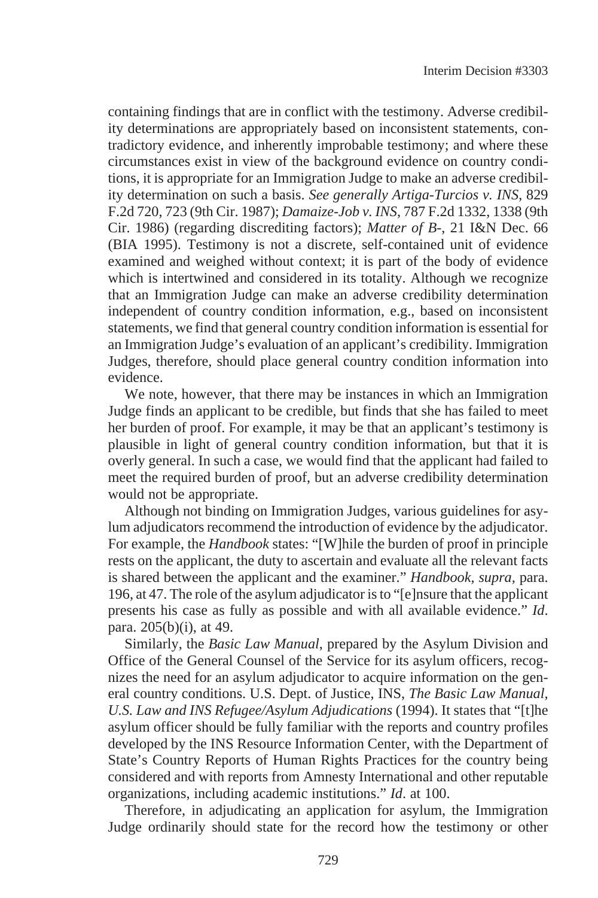containing findings that are in conflict with the testimony. Adverse credibility determinations are appropriately based on inconsistent statements, contradictory evidence, and inherently improbable testimony; and where these circumstances exist in view of the background evidence on country conditions, it is appropriate for an Immigration Judge to make an adverse credibility determination on such a basis. *See generally Artiga-Turcios v. INS*, 829 F.2d 720, 723 (9th Cir. 1987); *Damaize-Job v. INS*, 787 F.2d 1332, 1338 (9th Cir. 1986) (regarding discrediting factors); *Matter of B-*, 21 I&N Dec. 66 (BIA 1995). Testimony is not a discrete, self-contained unit of evidence examined and weighed without context; it is part of the body of evidence which is intertwined and considered in its totality. Although we recognize that an Immigration Judge can make an adverse credibility determination independent of country condition information, e.g., based on inconsistent statements, we find that general country condition information is essential for an Immigration Judge's evaluation of an applicant's credibility. Immigration Judges, therefore, should place general country condition information into evidence.

We note, however, that there may be instances in which an Immigration Judge finds an applicant to be credible, but finds that she has failed to meet her burden of proof. For example, it may be that an applicant's testimony is plausible in light of general country condition information, but that it is overly general. In such a case, we would find that the applicant had failed to meet the required burden of proof, but an adverse credibility determination would not be appropriate.

Although not binding on Immigration Judges, various guidelines for asylum adjudicators recommend the introduction of evidence by the adjudicator. For example, the *Handbook* states: "[W]hile the burden of proof in principle rests on the applicant, the duty to ascertain and evaluate all the relevant facts is shared between the applicant and the examiner." *Handbook*, *supra*, para. 196, at 47. The role of the asylum adjudicator is to "[e]nsure that the applicant presents his case as fully as possible and with all available evidence." *Id*. para. 205(b)(i), at 49.

Similarly, the *Basic Law Manual*, prepared by the Asylum Division and Office of the General Counsel of the Service for its asylum officers, recognizes the need for an asylum adjudicator to acquire information on the general country conditions. U.S. Dept. of Justice, INS, *The Basic Law Manual, U.S. Law and INS Refugee/Asylum Adjudications* (1994). It states that "[t]he asylum officer should be fully familiar with the reports and country profiles developed by the INS Resource Information Center, with the Department of State's Country Reports of Human Rights Practices for the country being considered and with reports from Amnesty International and other reputable organizations, including academic institutions." *Id*. at 100.

Therefore, in adjudicating an application for asylum, the Immigration Judge ordinarily should state for the record how the testimony or other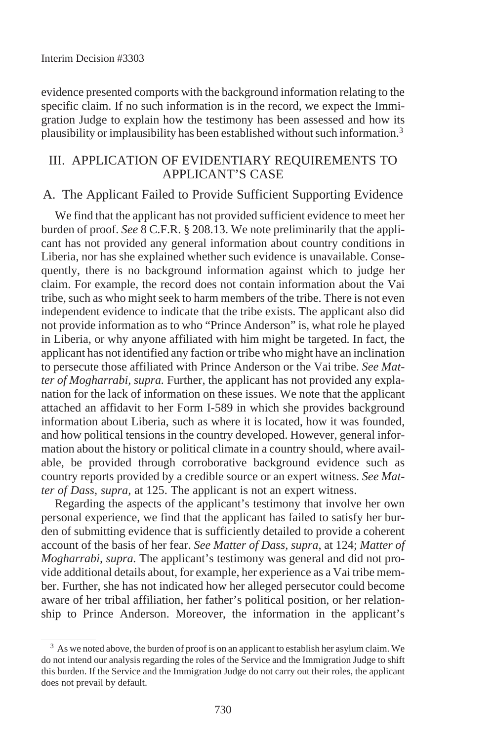evidence presented comports with the background information relating to the specific claim. If no such information is in the record, we expect the Immigration Judge to explain how the testimony has been assessed and how its plausibility or implausibility has been established without such information.[3]

## III. APPLICATION OF EVIDENTIARY REQUIREMENTS TO APPLICANT'S CASE

### A. The Applicant Failed to Provide Sufficient Supporting Evidence

We find that the applicant has not provided sufficient evidence to meet her burden of proof. *See* 8 C.F.R. § 208.13. We note preliminarily that the applicant has not provided any general information about country conditions in Liberia, nor has she explained whether such evidence is unavailable. Consequently, there is no background information against which to judge her claim. For example, the record does not contain information about the Vai tribe, such as who might seek to harm members of the tribe. There is not even independent evidence to indicate that the tribe exists. The applicant also did not provide information as to who "Prince Anderson" is, what role he played in Liberia, or why anyone affiliated with him might be targeted. In fact, the applicant has not identified any faction or tribe who might have an inclination to persecute those affiliated with Prince Anderson or the Vai tribe. *See Matter of Mogharrabi*, *supra.* Further, the applicant has not provided any explanation for the lack of information on these issues. We note that the applicant attached an affidavit to her Form I-589 in which she provides background information about Liberia, such as where it is located, how it was founded, and how political tensions in the country developed. However, general information about the history or political climate in a country should, where available, be provided through corroborative background evidence such as country reports provided by a credible source or an expert witness. *See Matter of Dass*, *supra*, at 125. The applicant is not an expert witness.

Regarding the aspects of the applicant's testimony that involve her own personal experience, we find that the applicant has failed to satisfy her burden of submitting evidence that is sufficiently detailed to provide a coherent account of the basis of her fear. *See Matter of Dass*, *supra*, at 124; *Matter of Mogharrabi*, *supra.* The applicant's testimony was general and did not provide additional details about, for example, her experience as a Vai tribe member. Further, she has not indicated how her alleged persecutor could become aware of her tribal affiliation, her father's political position, or her relationship to Prince Anderson. Moreover, the information in the applicant's

---

[3] As we noted above, the burden of proof is on an applicant to establish her asylum claim. We do not intend our analysis regarding the roles of the Service and the Immigration Judge to shift this burden. If the Service and the Immigration Judge do not carry out their roles, the applicant does not prevail by default.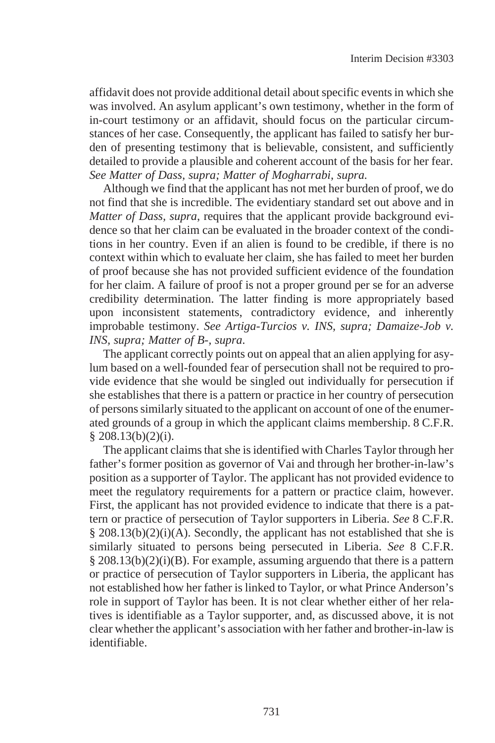affidavit does not provide additional detail about specific events in which she was involved. An asylum applicant's own testimony, whether in the form of in-court testimony or an affidavit, should focus on the particular circumstances of her case. Consequently, the applicant has failed to satisfy her burden of presenting testimony that is believable, consistent, and sufficiently detailed to provide a plausible and coherent account of the basis for her fear. *See Matter of Dass*, *supra; Matter of Mogharrabi*, *supra.*

Although we find that the applicant has not met her burden of proof, we do not find that she is incredible. The evidentiary standard set out above and in *Matter of Dass*, *supra*, requires that the applicant provide background evidence so that her claim can be evaluated in the broader context of the conditions in her country. Even if an alien is found to be credible, if there is no context within which to evaluate her claim, she has failed to meet her burden of proof because she has not provided sufficient evidence of the foundation for her claim. A failure of proof is not a proper ground per se for an adverse credibility determination. The latter finding is more appropriately based upon inconsistent statements, contradictory evidence, and inherently improbable testimony. *See Artiga-Turcios v. INS*, *supra; Damaize-Job v. INS*, *supra; Matter of B-*, *supra*.

The applicant correctly points out on appeal that an alien applying for asylum based on a well-founded fear of persecution shall not be required to provide evidence that she would be singled out individually for persecution if she establishes that there is a pattern or practice in her country of persecution of persons similarly situated to the applicant on account of one of the enumerated grounds of a group in which the applicant claims membership. 8 C.F.R. § 208.13(b)(2)(i).

The applicant claims that she is identified with Charles Taylor through her father's former position as governor of Vai and through her brother-in-law's position as a supporter of Taylor. The applicant has not provided evidence to meet the regulatory requirements for a pattern or practice claim, however. First, the applicant has not provided evidence to indicate that there is a pattern or practice of persecution of Taylor supporters in Liberia. *See* 8 C.F.R. § 208.13(b)(2)(i)(A). Secondly, the applicant has not established that she is similarly situated to persons being persecuted in Liberia. *See* 8 C.F.R. § 208.13(b)(2)(i)(B). For example, assuming arguendo that there is a pattern or practice of persecution of Taylor supporters in Liberia, the applicant has not established how her father is linked to Taylor, or what Prince Anderson's role in support of Taylor has been. It is not clear whether either of her relatives is identifiable as a Taylor supporter, and, as discussed above, it is not clear whether the applicant's association with her father and brother-in-law is identifiable.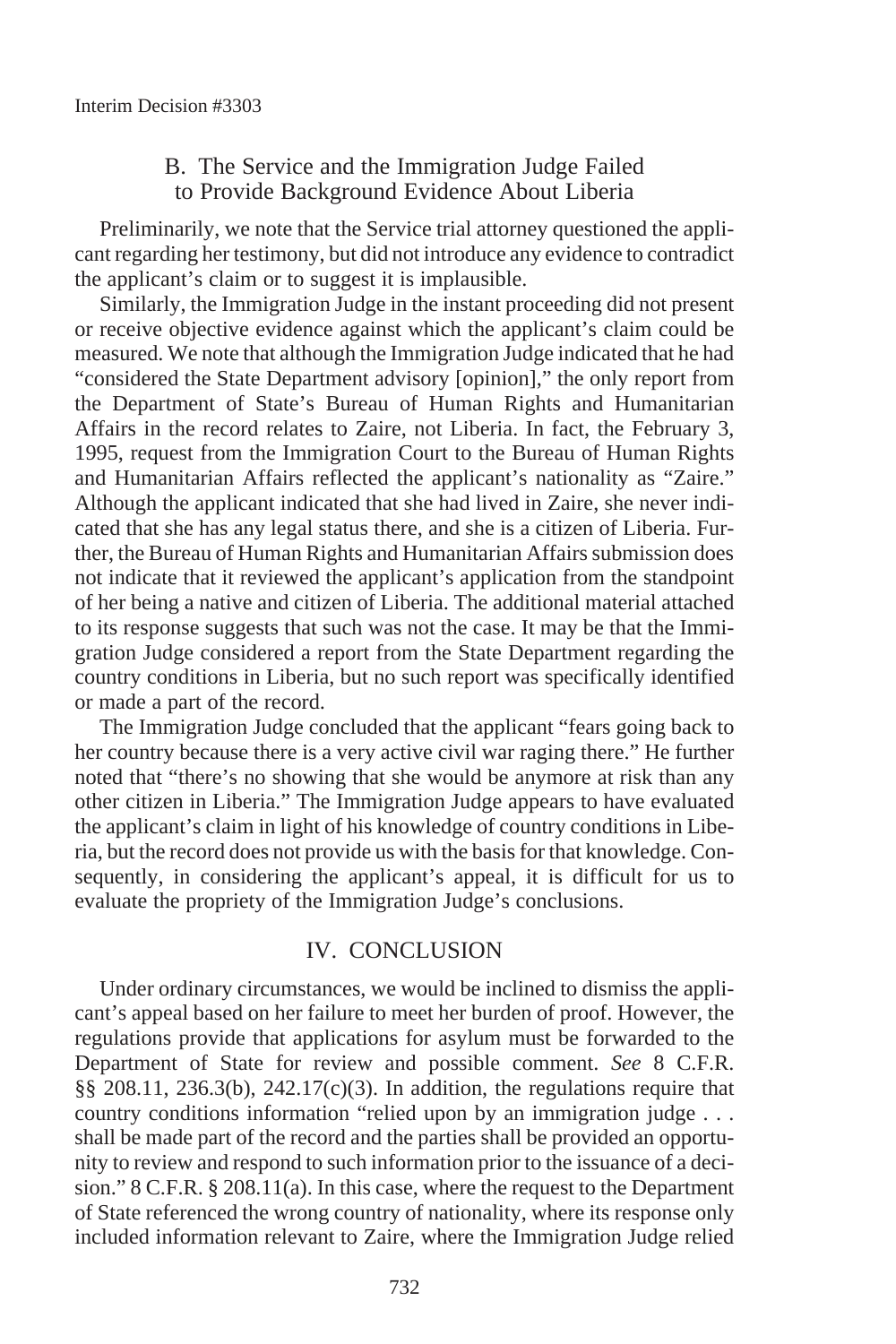### B. The Service and the Immigration Judge Failed to Provide Background Evidence About Liberia

Preliminarily, we note that the Service trial attorney questioned the applicant regarding her testimony, but did not introduce any evidence to contradict the applicant's claim or to suggest it is implausible.

Similarly, the Immigration Judge in the instant proceeding did not present or receive objective evidence against which the applicant's claim could be measured. We note that although the Immigration Judge indicated that he had "considered the State Department advisory [opinion]," the only report from the Department of State's Bureau of Human Rights and Humanitarian Affairs in the record relates to Zaire, not Liberia. In fact, the February 3, 1995, request from the Immigration Court to the Bureau of Human Rights and Humanitarian Affairs reflected the applicant's nationality as "Zaire." Although the applicant indicated that she had lived in Zaire, she never indicated that she has any legal status there, and she is a citizen of Liberia. Further, the Bureau of Human Rights and Humanitarian Affairs submission does not indicate that it reviewed the applicant's application from the standpoint of her being a native and citizen of Liberia. The additional material attached to its response suggests that such was not the case. It may be that the Immigration Judge considered a report from the State Department regarding the country conditions in Liberia, but no such report was specifically identified or made a part of the record.

The Immigration Judge concluded that the applicant "fears going back to her country because there is a very active civil war raging there." He further noted that "there's no showing that she would be anymore at risk than any other citizen in Liberia." The Immigration Judge appears to have evaluated the applicant's claim in light of his knowledge of country conditions in Liberia, but the record does not provide us with the basis for that knowledge. Consequently, in considering the applicant's appeal, it is difficult for us to evaluate the propriety of the Immigration Judge's conclusions.

## IV. CONCLUSION

Under ordinary circumstances, we would be inclined to dismiss the applicant's appeal based on her failure to meet her burden of proof. However, the regulations provide that applications for asylum must be forwarded to the Department of State for review and possible comment. *See* 8 C.F.R. §§ 208.11, 236.3(b), 242.17(c)(3). In addition, the regulations require that country conditions information "relied upon by an immigration judge . . . shall be made part of the record and the parties shall be provided an opportunity to review and respond to such information prior to the issuance of a decision." 8 C.F.R. § 208.11(a). In this case, where the request to the Department of State referenced the wrong country of nationality, where its response only included information relevant to Zaire, where the Immigration Judge relied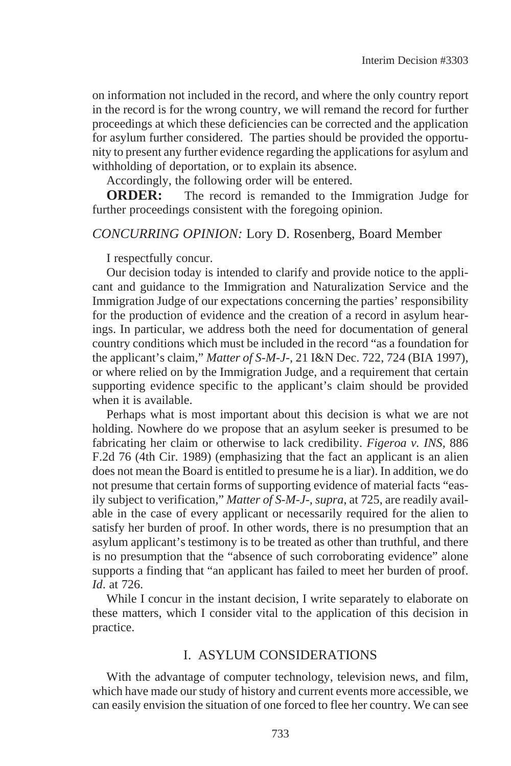on information not included in the record, and where the only country report in the record is for the wrong country, we will remand the record for further proceedings at which these deficiencies can be corrected and the application for asylum further considered. The parties should be provided the opportunity to present any further evidence regarding the applications for asylum and withholding of deportation, or to explain its absence.

Accordingly, the following order will be entered.

**ORDER:** The record is remanded to the Immigration Judge for further proceedings consistent with the foregoing opinion.

*CONCURRING OPINION:* Lory D. Rosenberg, Board Member

I respectfully concur.

Our decision today is intended to clarify and provide notice to the applicant and guidance to the Immigration and Naturalization Service and the Immigration Judge of our expectations concerning the parties' responsibility for the production of evidence and the creation of a record in asylum hearings. In particular, we address both the need for documentation of general country conditions which must be included in the record "as a foundation for the applicant's claim," *Matter of S-M-J-*, 21 I&N Dec. 722, 724 (BIA 1997), or where relied on by the Immigration Judge, and a requirement that certain supporting evidence specific to the applicant's claim should be provided when it is available.

Perhaps what is most important about this decision is what we are not holding. Nowhere do we propose that an asylum seeker is presumed to be fabricating her claim or otherwise to lack credibility. *Figeroa v. INS,* 886 F.2d 76 (4th Cir. 1989) (emphasizing that the fact an applicant is an alien does not mean the Board is entitled to presume he is a liar). In addition, we do not presume that certain forms of supporting evidence of material facts "easily subject to verification," *Matter of S-M-J-*, *supra*, at 725, are readily available in the case of every applicant or necessarily required for the alien to satisfy her burden of proof. In other words, there is no presumption that an asylum applicant's testimony is to be treated as other than truthful, and there is no presumption that the "absence of such corroborating evidence" alone supports a finding that "an applicant has failed to meet her burden of proof. *Id*. at 726.

While I concur in the instant decision, I write separately to elaborate on these matters, which I consider vital to the application of this decision in practice.

## I. ASYLUM CONSIDERATIONS

With the advantage of computer technology, television news, and film, which have made our study of history and current events more accessible, we can easily envision the situation of one forced to flee her country. We can see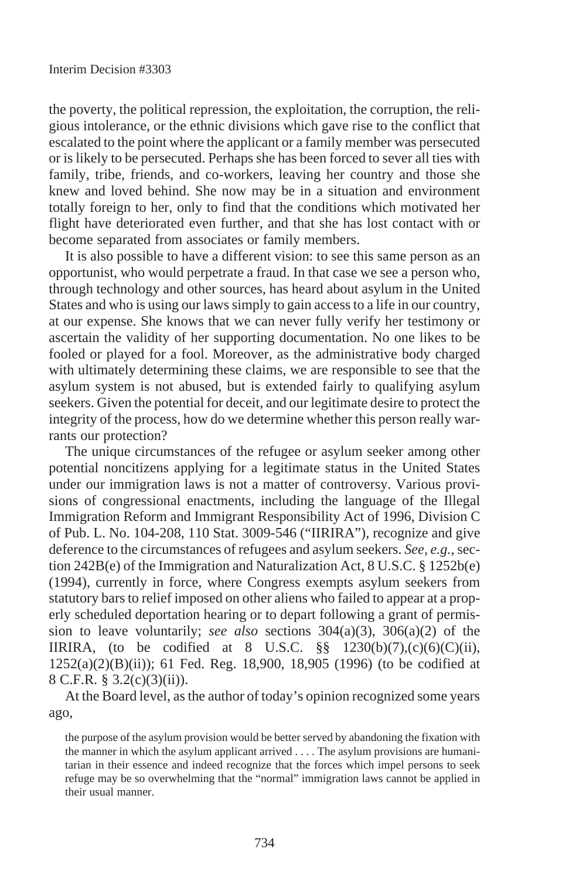the poverty, the political repression, the exploitation, the corruption, the religious intolerance, or the ethnic divisions which gave rise to the conflict that escalated to the point where the applicant or a family member was persecuted or is likely to be persecuted. Perhaps she has been forced to sever all ties with family, tribe, friends, and co-workers, leaving her country and those she knew and loved behind. She now may be in a situation and environment totally foreign to her, only to find that the conditions which motivated her flight have deteriorated even further, and that she has lost contact with or become separated from associates or family members.

It is also possible to have a different vision: to see this same person as an opportunist, who would perpetrate a fraud. In that case we see a person who, through technology and other sources, has heard about asylum in the United States and who is using our laws simply to gain access to a life in our country, at our expense. She knows that we can never fully verify her testimony or ascertain the validity of her supporting documentation. No one likes to be fooled or played for a fool. Moreover, as the administrative body charged with ultimately determining these claims, we are responsible to see that the asylum system is not abused, but is extended fairly to qualifying asylum seekers. Given the potential for deceit, and our legitimate desire to protect the integrity of the process, how do we determine whether this person really warrants our protection?

The unique circumstances of the refugee or asylum seeker among other potential noncitizens applying for a legitimate status in the United States under our immigration laws is not a matter of controversy. Various provisions of congressional enactments, including the language of the Illegal Immigration Reform and Immigrant Responsibility Act of 1996, Division C of Pub. L. No. 104-208, 110 Stat. 3009-546 ("IIRIRA"), recognize and give deference to the circumstances of refugees and asylum seekers. *See, e.g.*, section 242B(e) of the Immigration and Naturalization Act, 8 U.S.C. § 1252b(e) (1994), currently in force, where Congress exempts asylum seekers from statutory bars to relief imposed on other aliens who failed to appear at a properly scheduled deportation hearing or to depart following a grant of permission to leave voluntarily; *see also* sections 304(a)(3), 306(a)(2) of the IIRIRA, (to be codified at 8 U.S.C. §§ 1230(b)(7),(c)(6)(C)(ii), 1252(a)(2)(B)(ii)); 61 Fed. Reg. 18,900, 18,905 (1996) (to be codified at 8 C.F.R. § 3.2(c)(3)(ii)).

At the Board level, as the author of today's opinion recognized some years ago,

> the purpose of the asylum provision would be better served by abandoning the fixation with the manner in which the asylum applicant arrived . . . . The asylum provisions are humanitarian in their essence and indeed recognize that the forces which impel persons to seek refuge may be so overwhelming that the "normal" immigration laws cannot be applied in their usual manner.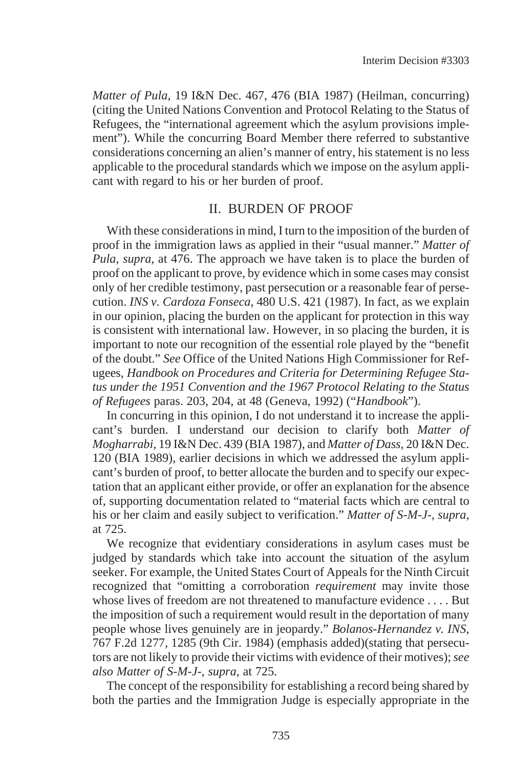*Matter of Pula*, 19 I&N Dec. 467, 476 (BIA 1987) (Heilman, concurring) (citing the United Nations Convention and Protocol Relating to the Status of Refugees, the "international agreement which the asylum provisions implement"). While the concurring Board Member there referred to substantive considerations concerning an alien's manner of entry, his statement is no less applicable to the procedural standards which we impose on the asylum applicant with regard to his or her burden of proof.

## II. BURDEN OF PROOF

With these considerations in mind, I turn to the imposition of the burden of proof in the immigration laws as applied in their "usual manner." *Matter of Pula*, *supra*, at 476. The approach we have taken is to place the burden of proof on the applicant to prove, by evidence which in some cases may consist only of her credible testimony, past persecution or a reasonable fear of persecution. *INS v. Cardoza Fonseca*, 480 U.S. 421 (1987). In fact, as we explain in our opinion, placing the burden on the applicant for protection in this way is consistent with international law. However, in so placing the burden, it is important to note our recognition of the essential role played by the "benefit of the doubt." *See* Office of the United Nations High Commissioner for Refugees, *Handbook on Procedures and Criteria for Determining Refugee Status under the 1951 Convention and the 1967 Protocol Relating to the Status of Refugees* paras. 203, 204, at 48 (Geneva, 1992) ("*Handbook*").

In concurring in this opinion, I do not understand it to increase the applicant's burden. I understand our decision to clarify both *Matter of Mogharrabi*, 19 I&N Dec. 439 (BIA 1987), and *Matter of Dass*, 20 I&N Dec. 120 (BIA 1989), earlier decisions in which we addressed the asylum applicant's burden of proof, to better allocate the burden and to specify our expectation that an applicant either provide, or offer an explanation for the absence of, supporting documentation related to "material facts which are central to his or her claim and easily subject to verification." *Matter of S-M-J-, supra,* at 725.

We recognize that evidentiary considerations in asylum cases must be judged by standards which take into account the situation of the asylum seeker. For example, the United States Court of Appeals for the Ninth Circuit recognized that "omitting a corroboration *requirement* may invite those whose lives of freedom are not threatened to manufacture evidence . . . . But the imposition of such a requirement would result in the deportation of many people whose lives genuinely are in jeopardy." *Bolanos-Hernandez v. INS*, 767 F.2d 1277, 1285 (9th Cir. 1984) (emphasis added)(stating that persecutors are not likely to provide their victims with evidence of their motives); *see also Matter of S-M-J-, supra*, at 725.

The concept of the responsibility for establishing a record being shared by both the parties and the Immigration Judge is especially appropriate in the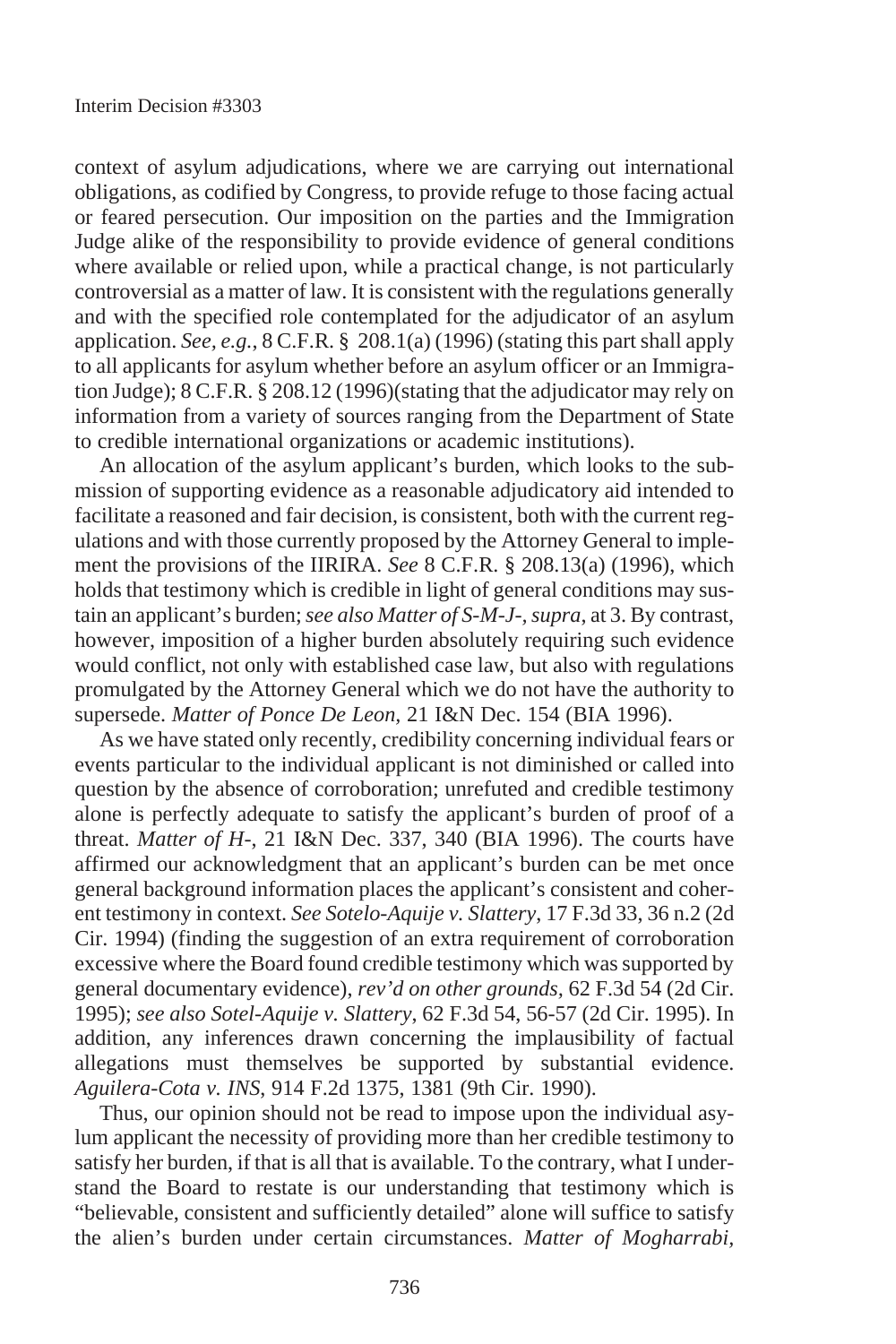context of asylum adjudications, where we are carrying out international obligations, as codified by Congress, to provide refuge to those facing actual or feared persecution. Our imposition on the parties and the Immigration Judge alike of the responsibility to provide evidence of general conditions where available or relied upon, while a practical change, is not particularly controversial as a matter of law. It is consistent with the regulations generally and with the specified role contemplated for the adjudicator of an asylum application. *See, e.g.*, 8 C.F.R. § 208.1(a) (1996) (stating this part shall apply to all applicants for asylum whether before an asylum officer or an Immigration Judge); 8 C.F.R. § 208.12 (1996)(stating that the adjudicator may rely on information from a variety of sources ranging from the Department of State to credible international organizations or academic institutions).

An allocation of the asylum applicant's burden, which looks to the submission of supporting evidence as a reasonable adjudicatory aid intended to facilitate a reasoned and fair decision, is consistent, both with the current regulations and with those currently proposed by the Attorney General to implement the provisions of the IIRIRA. *See* 8 C.F.R. § 208.13(a) (1996), which holds that testimony which is credible in light of general conditions may sustain an applicant's burden; *see also Matter of S-M-J-*, *supra*, at 3. By contrast, however, imposition of a higher burden absolutely requiring such evidence would conflict, not only with established case law, but also with regulations promulgated by the Attorney General which we do not have the authority to supersede. *Matter of Ponce De Leon*, 21 I&N Dec. 154 (BIA 1996).

As we have stated only recently, credibility concerning individual fears or events particular to the individual applicant is not diminished or called into question by the absence of corroboration; unrefuted and credible testimony alone is perfectly adequate to satisfy the applicant's burden of proof of a threat. *Matter of H-*, 21 I&N Dec. 337, 340 (BIA 1996). The courts have affirmed our acknowledgment that an applicant's burden can be met once general background information places the applicant's consistent and coherent testimony in context. *See Sotelo-Aquije v. Slattery*, 17 F.3d 33, 36 n.2 (2d Cir. 1994) (finding the suggestion of an extra requirement of corroboration excessive where the Board found credible testimony which was supported by general documentary evidence), *rev'd on other grounds*, 62 F.3d 54 (2d Cir. 1995); *see also Sotel-Aquije v. Slattery*, 62 F.3d 54, 56-57 (2d Cir. 1995). In addition, any inferences drawn concerning the implausibility of factual allegations must themselves be supported by substantial evidence. *Aguilera-Cota v. INS*, 914 F.2d 1375, 1381 (9th Cir. 1990).

Thus, our opinion should not be read to impose upon the individual asylum applicant the necessity of providing more than her credible testimony to satisfy her burden, if that is all that is available. To the contrary, what I understand the Board to restate is our understanding that testimony which is "believable, consistent and sufficiently detailed" alone will suffice to satisfy the alien's burden under certain circumstances. *Matter of Mogharrabi*,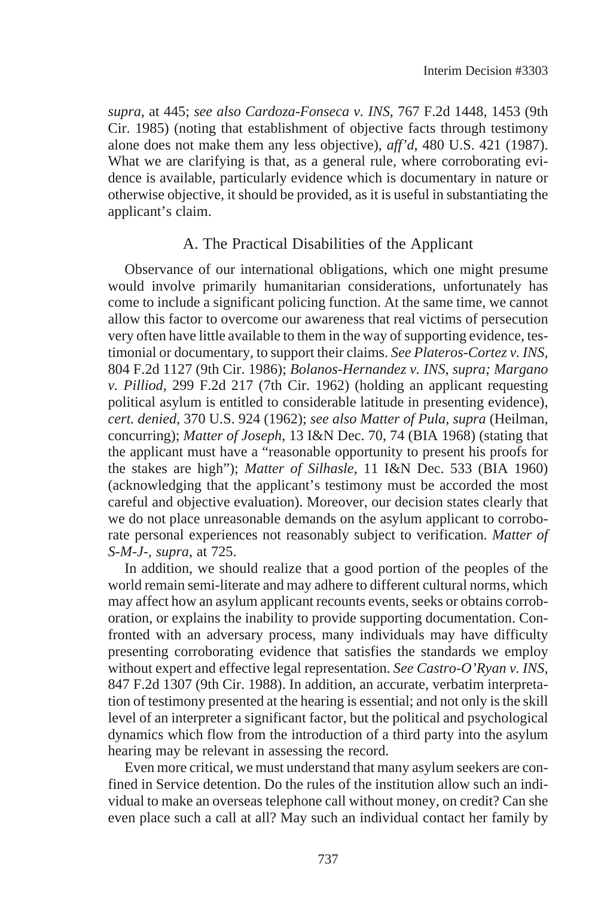*supra*, at 445; *see also Cardoza-Fonseca v. INS*, 767 F.2d 1448, 1453 (9th Cir. 1985) (noting that establishment of objective facts through testimony alone does not make them any less objective), *aff'd*, 480 U.S. 421 (1987). What we are clarifying is that, as a general rule, where corroborating evidence is available, particularly evidence which is documentary in nature or otherwise objective, it should be provided, as it is useful in substantiating the applicant's claim.

## A. The Practical Disabilities of the Applicant

Observance of our international obligations, which one might presume would involve primarily humanitarian considerations, unfortunately has come to include a significant policing function. At the same time, we cannot allow this factor to overcome our awareness that real victims of persecution very often have little available to them in the way of supporting evidence, testimonial or documentary, to support their claims. *See Plateros-Cortez v. INS*, 804 F.2d 1127 (9th Cir. 1986); *Bolanos-Hernandez v. INS*, *supra; Margano v. Pilliod*, 299 F.2d 217 (7th Cir. 1962) (holding an applicant requesting political asylum is entitled to considerable latitude in presenting evidence), *cert. denied*, 370 U.S. 924 (1962); *see also Matter of Pula, supra* (Heilman, concurring); *Matter of Joseph*, 13 I&N Dec. 70, 74 (BIA 1968) (stating that the applicant must have a "reasonable opportunity to present his proofs for the stakes are high"); *Matter of Silhasle*, 11 I&N Dec. 533 (BIA 1960) (acknowledging that the applicant's testimony must be accorded the most careful and objective evaluation). Moreover, our decision states clearly that we do not place unreasonable demands on the asylum applicant to corroborate personal experiences not reasonably subject to verification. *Matter of S-M-J-, supra*, at 725.

In addition, we should realize that a good portion of the peoples of the world remain semi-literate and may adhere to different cultural norms, which may affect how an asylum applicant recounts events, seeks or obtains corroboration, or explains the inability to provide supporting documentation. Confronted with an adversary process, many individuals may have difficulty presenting corroborating evidence that satisfies the standards we employ without expert and effective legal representation. *See Castro-O'Ryan v. INS*, 847 F.2d 1307 (9th Cir. 1988). In addition, an accurate, verbatim interpretation of testimony presented at the hearing is essential; and not only is the skill level of an interpreter a significant factor, but the political and psychological dynamics which flow from the introduction of a third party into the asylum hearing may be relevant in assessing the record.

Even more critical, we must understand that many asylum seekers are confined in Service detention. Do the rules of the institution allow such an individual to make an overseas telephone call without money, on credit? Can she even place such a call at all? May such an individual contact her family by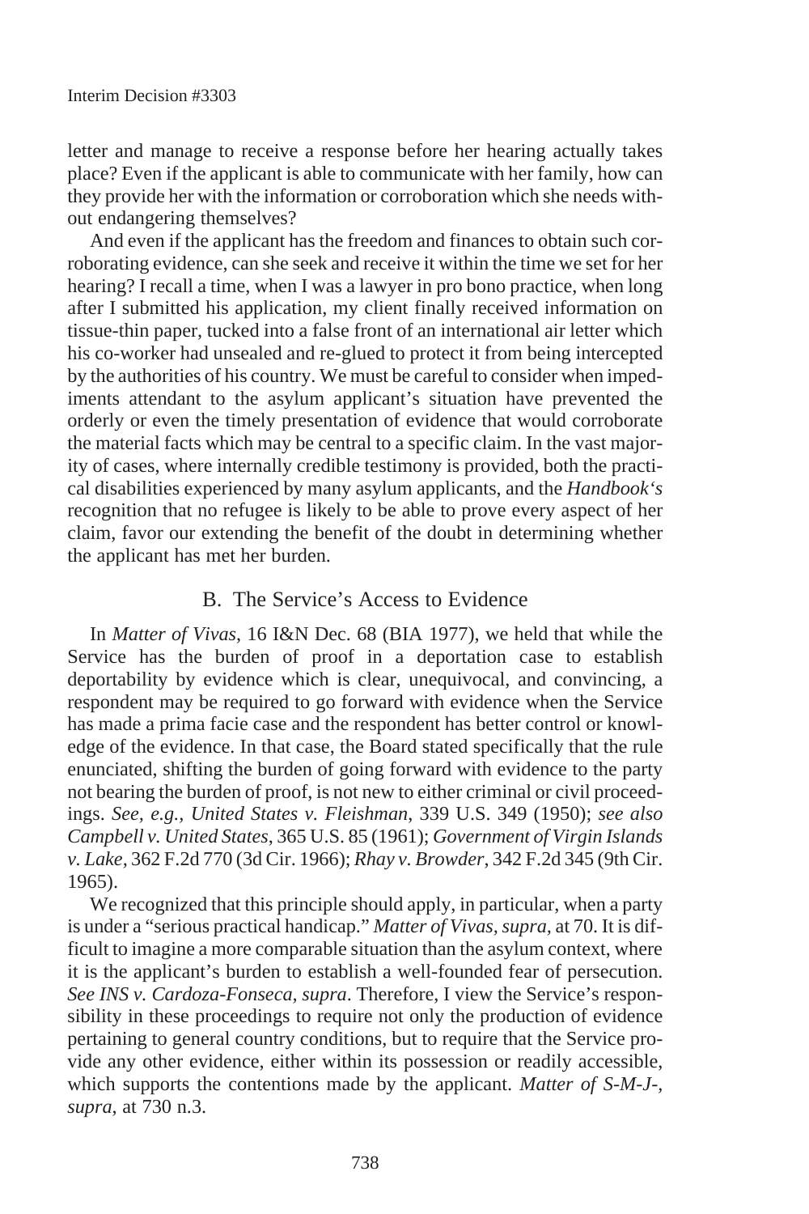letter and manage to receive a response before her hearing actually takes place? Even if the applicant is able to communicate with her family, how can they provide her with the information or corroboration which she needs without endangering themselves?

And even if the applicant has the freedom and finances to obtain such corroborating evidence, can she seek and receive it within the time we set for her hearing? I recall a time, when I was a lawyer in pro bono practice, when long after I submitted his application, my client finally received information on tissue-thin paper, tucked into a false front of an international air letter which his co-worker had unsealed and re-glued to protect it from being intercepted by the authorities of his country. We must be careful to consider when impediments attendant to the asylum applicant's situation have prevented the orderly or even the timely presentation of evidence that would corroborate the material facts which may be central to a specific claim. In the vast majority of cases, where internally credible testimony is provided, both the practical disabilities experienced by many asylum applicants, and the *Handbook's* recognition that no refugee is likely to be able to prove every aspect of her claim, favor our extending the benefit of the doubt in determining whether the applicant has met her burden.

## B. The Service's Access to Evidence

In *Matter of Vivas*, 16 I&N Dec. 68 (BIA 1977), we held that while the Service has the burden of proof in a deportation case to establish deportability by evidence which is clear, unequivocal, and convincing, a respondent may be required to go forward with evidence when the Service has made a prima facie case and the respondent has better control or knowledge of the evidence. In that case, the Board stated specifically that the rule enunciated, shifting the burden of going forward with evidence to the party not bearing the burden of proof, is not new to either criminal or civil proceedings. *See, e.g.*, *United States v. Fleishman*, 339 U.S. 349 (1950); *see also Campbell v. United States*, 365 U.S. 85 (1961); *Government of Virgin Islands v. Lake*, 362 F.2d 770 (3d Cir. 1966); *Rhay v. Browder*, 342 F.2d 345 (9th Cir. 1965).

We recognized that this principle should apply, in particular, when a party is under a "serious practical handicap." *Matter of Vivas*, *supra*, at 70. It is difficult to imagine a more comparable situation than the asylum context, where it is the applicant's burden to establish a well-founded fear of persecution. *See INS v. Cardoza-Fonseca*, *supra*. Therefore, I view the Service's responsibility in these proceedings to require not only the production of evidence pertaining to general country conditions, but to require that the Service provide any other evidence, either within its possession or readily accessible, which supports the contentions made by the applicant. *Matter of S-M-J-*, *supra*, at 730 n.3.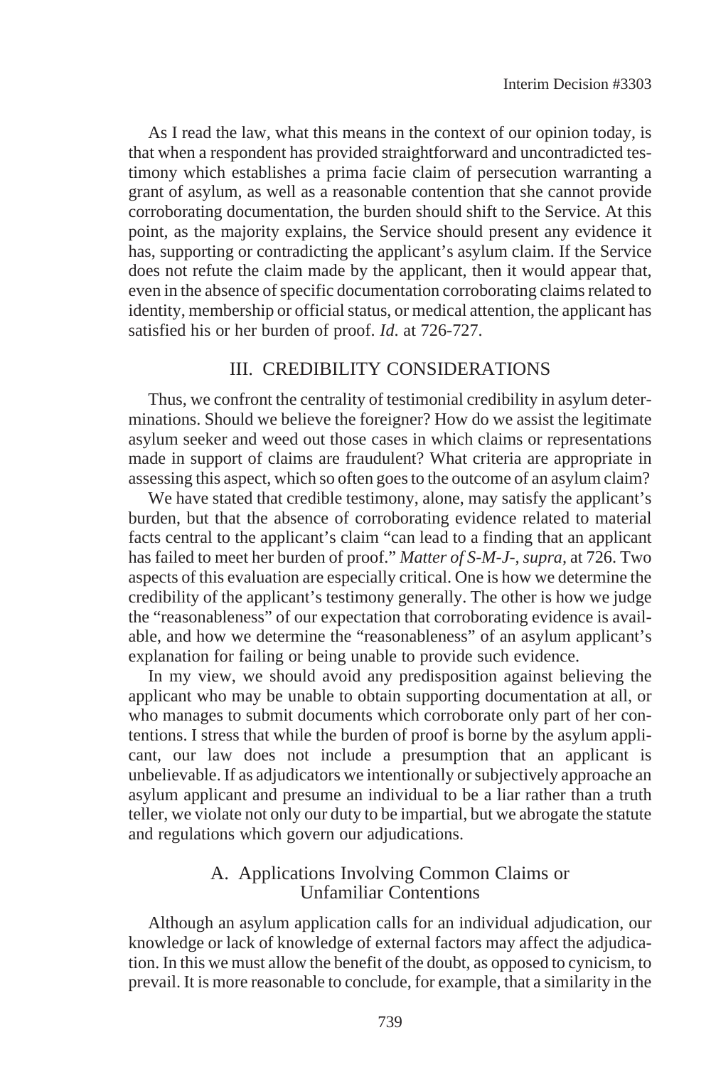As I read the law, what this means in the context of our opinion today, is that when a respondent has provided straightforward and uncontradicted testimony which establishes a prima facie claim of persecution warranting a grant of asylum, as well as a reasonable contention that she cannot provide corroborating documentation, the burden should shift to the Service. At this point, as the majority explains, the Service should present any evidence it has, supporting or contradicting the applicant's asylum claim. If the Service does not refute the claim made by the applicant, then it would appear that, even in the absence of specific documentation corroborating claims related to identity, membership or official status, or medical attention, the applicant has satisfied his or her burden of proof. *Id*. at 726-727.

## III. CREDIBILITY CONSIDERATIONS

Thus, we confront the centrality of testimonial credibility in asylum determinations. Should we believe the foreigner? How do we assist the legitimate asylum seeker and weed out those cases in which claims or representations made in support of claims are fraudulent? What criteria are appropriate in assessing this aspect, which so often goes to the outcome of an asylum claim?

We have stated that credible testimony, alone, may satisfy the applicant's burden, but that the absence of corroborating evidence related to material facts central to the applicant's claim "can lead to a finding that an applicant has failed to meet her burden of proof." *Matter of S-M-J-, supra*, at 726. Two aspects of this evaluation are especially critical. One is how we determine the credibility of the applicant's testimony generally. The other is how we judge the "reasonableness" of our expectation that corroborating evidence is available, and how we determine the "reasonableness" of an asylum applicant's explanation for failing or being unable to provide such evidence.

In my view, we should avoid any predisposition against believing the applicant who may be unable to obtain supporting documentation at all, or who manages to submit documents which corroborate only part of her contentions. I stress that while the burden of proof is borne by the asylum applicant, our law does not include a presumption that an applicant is unbelievable. If as adjudicators we intentionally or subjectively approache an asylum applicant and presume an individual to be a liar rather than a truth teller, we violate not only our duty to be impartial, but we abrogate the statute and regulations which govern our adjudications.

### A. Applications Involving Common Claims or Unfamiliar Contentions

Although an asylum application calls for an individual adjudication, our knowledge or lack of knowledge of external factors may affect the adjudication. In this we must allow the benefit of the doubt, as opposed to cynicism, to prevail. It is more reasonable to conclude, for example, that a similarity in the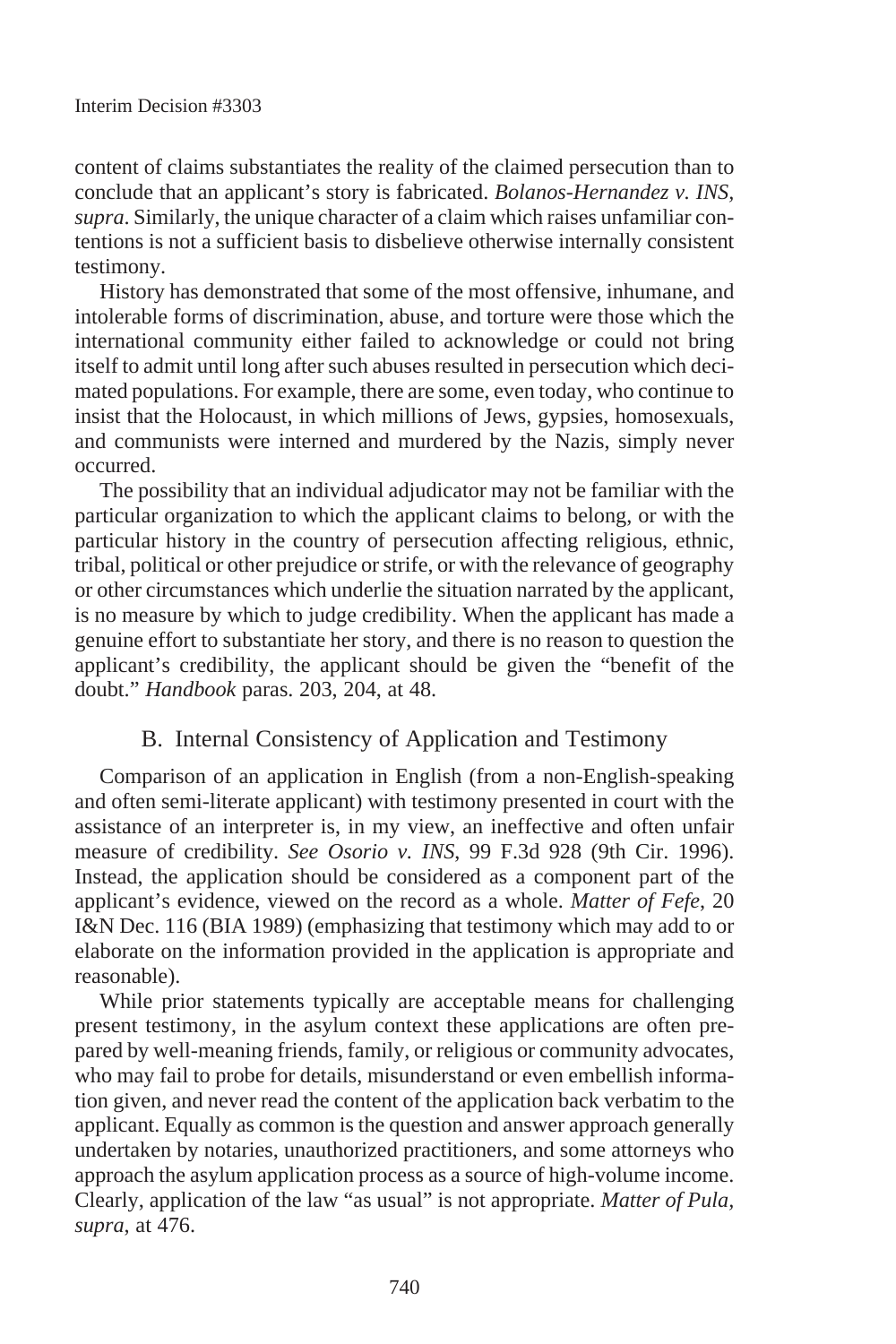content of claims substantiates the reality of the claimed persecution than to conclude that an applicant's story is fabricated. *Bolanos-Hernandez v. INS*, *supra*. Similarly, the unique character of a claim which raises unfamiliar contentions is not a sufficient basis to disbelieve otherwise internally consistent testimony.

History has demonstrated that some of the most offensive, inhumane, and intolerable forms of discrimination, abuse, and torture were those which the international community either failed to acknowledge or could not bring itself to admit until long after such abuses resulted in persecution which decimated populations. For example, there are some, even today, who continue to insist that the Holocaust, in which millions of Jews, gypsies, homosexuals, and communists were interned and murdered by the Nazis, simply never occurred.

The possibility that an individual adjudicator may not be familiar with the particular organization to which the applicant claims to belong, or with the particular history in the country of persecution affecting religious, ethnic, tribal, political or other prejudice or strife, or with the relevance of geography or other circumstances which underlie the situation narrated by the applicant, is no measure by which to judge credibility. When the applicant has made a genuine effort to substantiate her story, and there is no reason to question the applicant's credibility, the applicant should be given the "benefit of the doubt." *Handbook* paras. 203, 204, at 48.

### B. Internal Consistency of Application and Testimony

Comparison of an application in English (from a non-English-speaking and often semi-literate applicant) with testimony presented in court with the assistance of an interpreter is, in my view, an ineffective and often unfair measure of credibility. *See Osorio v. INS*, 99 F.3d 928 (9th Cir. 1996). Instead, the application should be considered as a component part of the applicant's evidence, viewed on the record as a whole. *Matter of Fefe*, 20 I&N Dec. 116 (BIA 1989) (emphasizing that testimony which may add to or elaborate on the information provided in the application is appropriate and reasonable).

While prior statements typically are acceptable means for challenging present testimony, in the asylum context these applications are often prepared by well-meaning friends, family, or religious or community advocates, who may fail to probe for details, misunderstand or even embellish information given, and never read the content of the application back verbatim to the applicant. Equally as common is the question and answer approach generally undertaken by notaries, unauthorized practitioners, and some attorneys who approach the asylum application process as a source of high-volume income. Clearly, application of the law "as usual" is not appropriate. *Matter of Pula*, *supra*, at 476.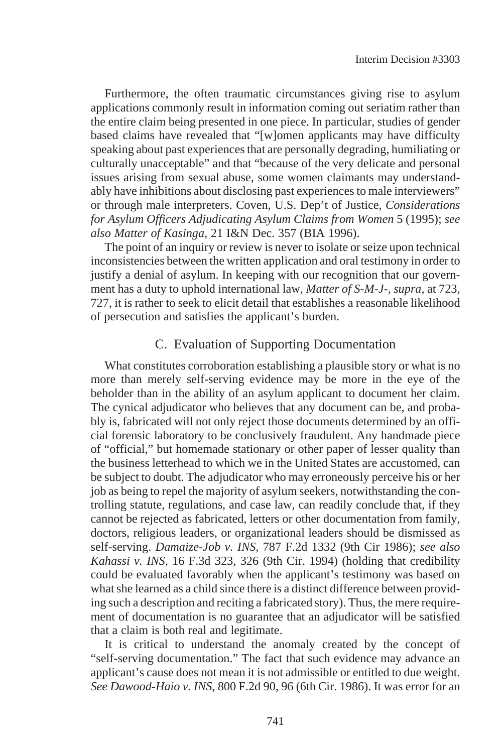Furthermore, the often traumatic circumstances giving rise to asylum applications commonly result in information coming out seriatim rather than the entire claim being presented in one piece. In particular, studies of gender based claims have revealed that "[w]omen applicants may have difficulty speaking about past experiences that are personally degrading, humiliating or culturally unacceptable" and that "because of the very delicate and personal issues arising from sexual abuse, some women claimants may understandably have inhibitions about disclosing past experiences to male interviewers" or through male interpreters. Coven, U.S. Dep't of Justice, *Considerations for Asylum Officers Adjudicating Asylum Claims from Women* 5 (1995); *see also Matter of Kasinga*, 21 I&N Dec. 357 (BIA 1996).

The point of an inquiry or review is never to isolate or seize upon technical inconsistencies between the written application and oral testimony in order to justify a denial of asylum. In keeping with our recognition that our government has a duty to uphold international law, *Matter of S-M-J-*, *supra*, at 723, 727, it is rather to seek to elicit detail that establishes a reasonable likelihood of persecution and satisfies the applicant's burden.

### C. Evaluation of Supporting Documentation

What constitutes corroboration establishing a plausible story or what is no more than merely self-serving evidence may be more in the eye of the beholder than in the ability of an asylum applicant to document her claim. The cynical adjudicator who believes that any document can be, and probably is, fabricated will not only reject those documents determined by an official forensic laboratory to be conclusively fraudulent. Any handmade piece of "official," but homemade stationary or other paper of lesser quality than the business letterhead to which we in the United States are accustomed, can be subject to doubt. The adjudicator who may erroneously perceive his or her job as being to repel the majority of asylum seekers, notwithstanding the controlling statute, regulations, and case law, can readily conclude that, if they cannot be rejected as fabricated, letters or other documentation from family, doctors, religious leaders, or organizational leaders should be dismissed as self-serving. *Damaize-Job v. INS*, 787 F.2d 1332 (9th Cir 1986); *see also Kahassi v. INS*, 16 F.3d 323, 326 (9th Cir. 1994) (holding that credibility could be evaluated favorably when the applicant's testimony was based on what she learned as a child since there is a distinct difference between providing such a description and reciting a fabricated story). Thus, the mere requirement of documentation is no guarantee that an adjudicator will be satisfied that a claim is both real and legitimate.

It is critical to understand the anomaly created by the concept of "self-serving documentation." The fact that such evidence may advance an applicant's cause does not mean it is not admissible or entitled to due weight. *See Dawood-Haio v. INS*, 800 F.2d 90, 96 (6th Cir. 1986). It was error for an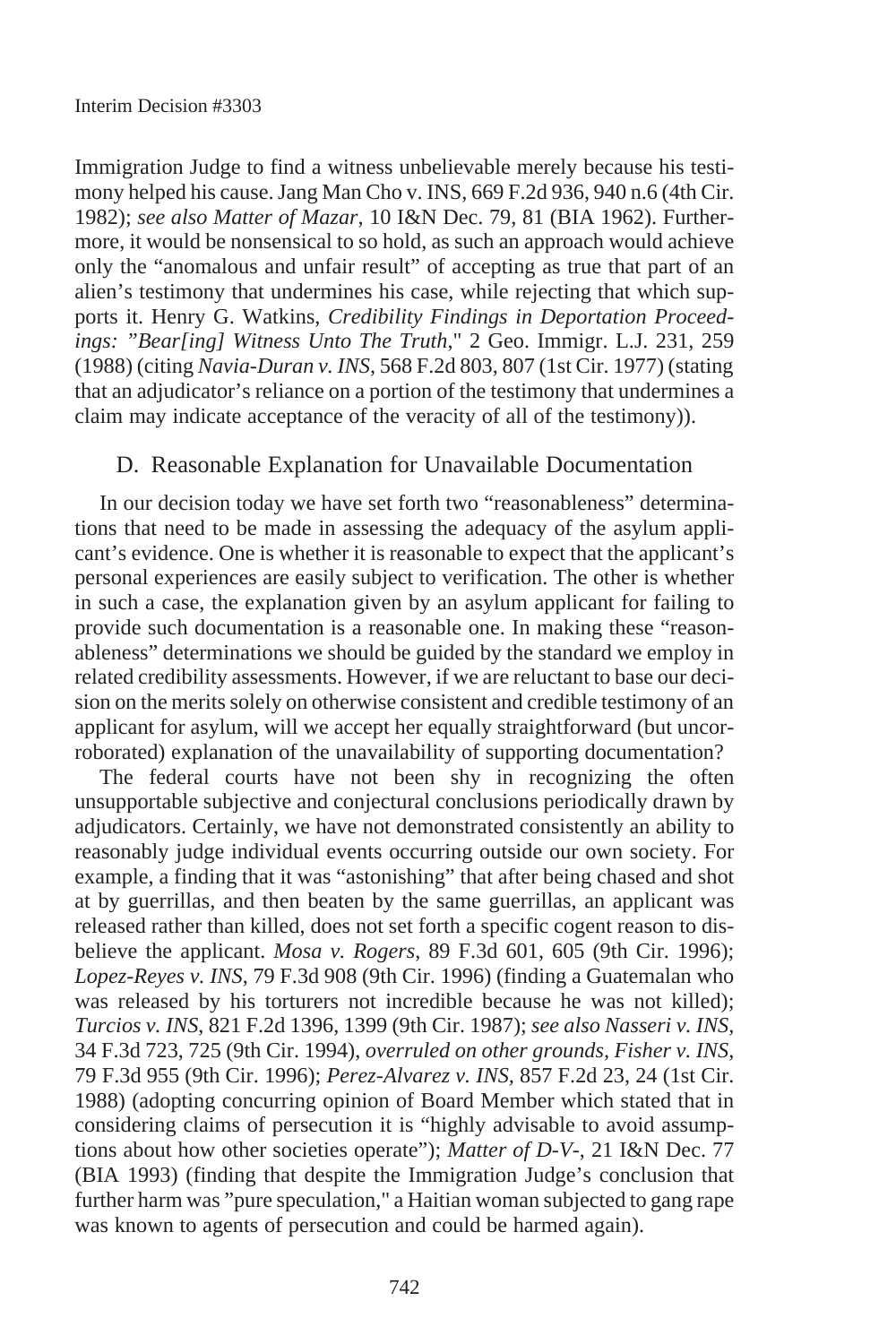Immigration Judge to find a witness unbelievable merely because his testimony helped his cause. Jang Man Cho v. INS, 669 F.2d 936, 940 n.6 (4th Cir. 1982); *see also Matter of Mazar*, 10 I&N Dec. 79, 81 (BIA 1962). Furthermore, it would be nonsensical to so hold, as such an approach would achieve only the "anomalous and unfair result" of accepting as true that part of an alien's testimony that undermines his case, while rejecting that which supports it. Henry G. Watkins, *Credibility Findings in Deportation Proceedings: "Bear[ing] Witness Unto The Truth*," 2 Geo. Immigr. L.J. 231, 259 (1988) (citing *Navia-Duran v. INS*, 568 F.2d 803, 807 (1st Cir. 1977) (stating that an adjudicator's reliance on a portion of the testimony that undermines a claim may indicate acceptance of the veracity of all of the testimony)).

### D. Reasonable Explanation for Unavailable Documentation

In our decision today we have set forth two "reasonableness" determinations that need to be made in assessing the adequacy of the asylum applicant's evidence. One is whether it is reasonable to expect that the applicant's personal experiences are easily subject to verification. The other is whether in such a case, the explanation given by an asylum applicant for failing to provide such documentation is a reasonable one. In making these "reasonableness" determinations we should be guided by the standard we employ in related credibility assessments. However, if we are reluctant to base our decision on the merits solely on otherwise consistent and credible testimony of an applicant for asylum, will we accept her equally straightforward (but uncorroborated) explanation of the unavailability of supporting documentation?

The federal courts have not been shy in recognizing the often unsupportable subjective and conjectural conclusions periodically drawn by adjudicators. Certainly, we have not demonstrated consistently an ability to reasonably judge individual events occurring outside our own society. For example, a finding that it was "astonishing" that after being chased and shot at by guerrillas, and then beaten by the same guerrillas, an applicant was released rather than killed, does not set forth a specific cogent reason to disbelieve the applicant. *Mosa v. Rogers*, 89 F.3d 601, 605 (9th Cir. 1996); *Lopez-Reyes v. INS*, 79 F.3d 908 (9th Cir. 1996) (finding a Guatemalan who was released by his torturers not incredible because he was not killed); *Turcios v. INS*, 821 F.2d 1396, 1399 (9th Cir. 1987); *see also Nasseri v. INS*, 34 F.3d 723, 725 (9th Cir. 1994), *overruled on other grounds, Fisher v. INS*, 79 F.3d 955 (9th Cir. 1996); *Perez-Alvarez v. INS*, 857 F.2d 23, 24 (1st Cir. 1988) (adopting concurring opinion of Board Member which stated that in considering claims of persecution it is "highly advisable to avoid assumptions about how other societies operate"); *Matter of D-V-*, 21 I&N Dec. 77 (BIA 1993) (finding that despite the Immigration Judge's conclusion that further harm was "pure speculation," a Haitian woman subjected to gang rape was known to agents of persecution and could be harmed again).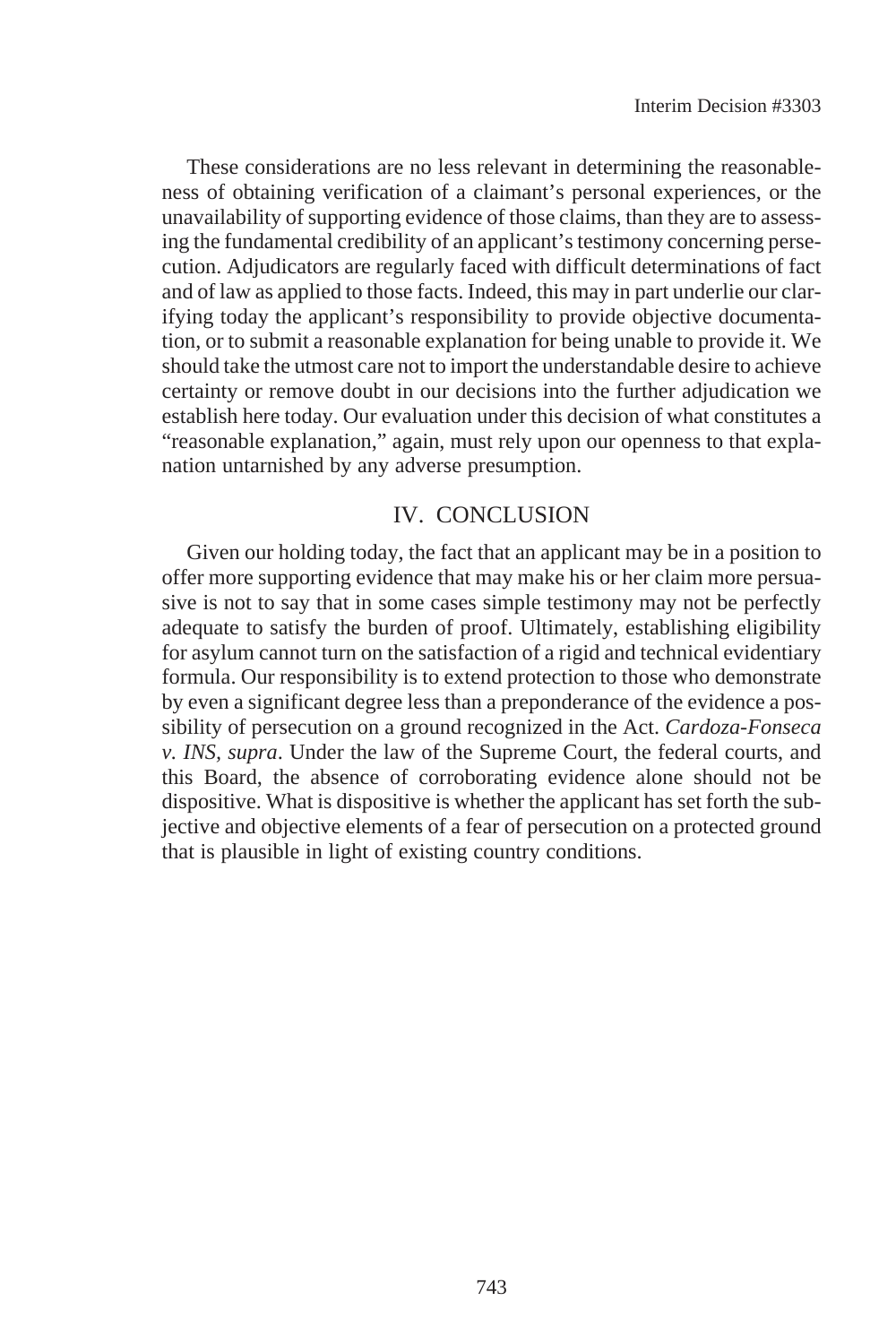These considerations are no less relevant in determining the reasonableness of obtaining verification of a claimant's personal experiences, or the unavailability of supporting evidence of those claims, than they are to assessing the fundamental credibility of an applicant's testimony concerning persecution. Adjudicators are regularly faced with difficult determinations of fact and of law as applied to those facts. Indeed, this may in part underlie our clarifying today the applicant's responsibility to provide objective documentation, or to submit a reasonable explanation for being unable to provide it. We should take the utmost care not to import the understandable desire to achieve certainty or remove doubt in our decisions into the further adjudication we establish here today. Our evaluation under this decision of what constitutes a "reasonable explanation," again, must rely upon our openness to that explanation untarnished by any adverse presumption.

## IV. CONCLUSION

Given our holding today, the fact that an applicant may be in a position to offer more supporting evidence that may make his or her claim more persuasive is not to say that in some cases simple testimony may not be perfectly adequate to satisfy the burden of proof. Ultimately, establishing eligibility for asylum cannot turn on the satisfaction of a rigid and technical evidentiary formula. Our responsibility is to extend protection to those who demonstrate by even a significant degree less than a preponderance of the evidence a possibility of persecution on a ground recognized in the Act. *Cardoza-Fonseca v. INS*, *supra*. Under the law of the Supreme Court, the federal courts, and this Board, the absence of corroborating evidence alone should not be dispositive. What is dispositive is whether the applicant has set forth the subjective and objective elements of a fear of persecution on a protected ground that is plausible in light of existing country conditions.